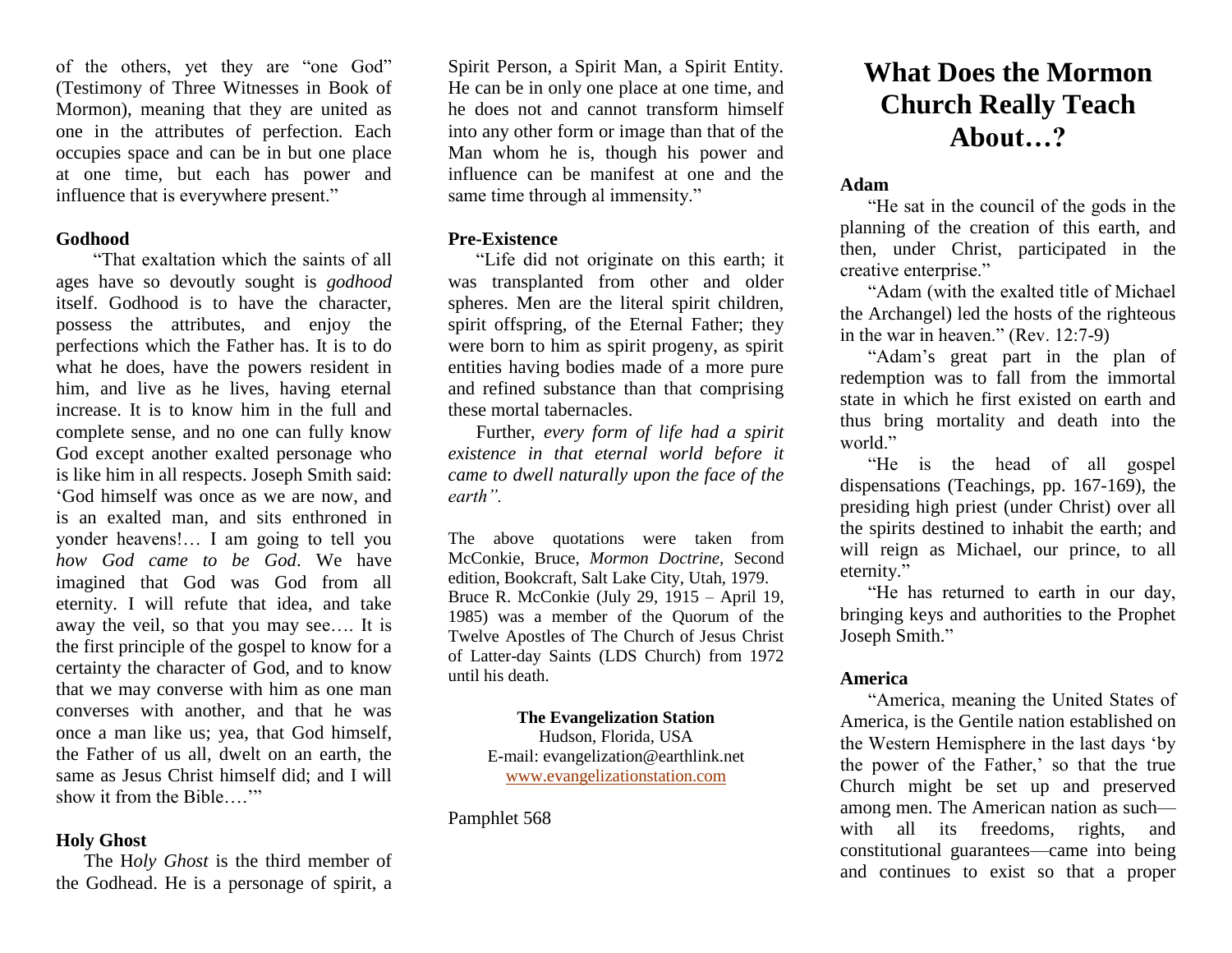of the others, yet they are "one God" (Testimony of Three Witnesses in Book of Mormon), meaning that they are united as one in the attributes of perfection. Each occupies space and can be in but one place at one time, but each has power and influence that is everywhere present."

**Godhood**

"That exaltation which the saints of all ages have so devoutly sought is *godhood* itself. Godhood is to have the character, possess the attributes, and enjoy the perfections which the Father has. It is to do what he does, have the powers resident in him, and live as he lives, having eternal increase. It is to know him in the full and complete sense, and no one can fully know God except another exalted personage who is like him in all respects. Joseph Smith said: 'God himself was once as we are now, and is an exalted man, and sits enthroned in yonder heavens!… I am going to tell you *how God came to be God*. We have imagined that God was God from all eternity. I will refute that idea, and take away the veil, so that you may see…. It is the first principle of the gospel to know for a certainty the character of God, and to know that we may converse with him as one man converses with another, and that he was once a man like us; yea, that God himself, the Father of us all, dwelt on an earth, the same as Jesus Christ himself did; and I will show it from the Bible….'"

**Holy Ghost**

The H*oly Ghost* is the third member of the Godhead. He is a personage of spirit, a Spirit Person, a Spirit Man, a Spirit Entity. He can be in only one place at one time, and he does not and cannot transform himself into any other form or image than that of the Man whom he is, though his power and influence can be manifest at one and the same time through al immensity."

**Pre-Existence**

"Life did not originate on this earth; it was transplanted from other and older spheres. Men are the literal spirit children, spirit offspring, of the Eternal Father; they were born to him as spirit progeny, as spirit entities having bodies made of a more pure and refined substance than that comprising these mortal tabernacles.

Further, *every form of life had a spirit existence in that eternal world before it came to dwell naturally upon the face of the earth".*

The above quotations were taken from McConkie, Bruce, *Mormon Doctrine*, Second edition, Bookcraft, Salt Lake City, Utah, 1979. Bruce R. McConkie (July 29, 1915 – April 19, 1985) was a member of the Quorum of the Twelve Apostles of The Church of Jesus Christ of Latter-day Saints (LDS Church) from 1972 until his death.

**The Evangelization Station**
Hudson, Florida, USA
E-mail: evangelization@earthlink.net
www.evangelizationstation.com

Pamphlet 568

# What Does the Mormon Church Really Teach About…?

**Adam**

"He sat in the council of the gods in the planning of the creation of this earth, and then, under Christ, participated in the creative enterprise."

"Adam (with the exalted title of Michael the Archangel) led the hosts of the righteous in the war in heaven." (Rev. 12:7-9)

"Adam's great part in the plan of redemption was to fall from the immortal state in which he first existed on earth and thus bring mortality and death into the world."

"He is the head of all gospel dispensations (Teachings, pp. 167-169), the presiding high priest (under Christ) over all the spirits destined to inhabit the earth; and will reign as Michael, our prince, to all eternity."

"He has returned to earth in our day, bringing keys and authorities to the Prophet Joseph Smith."

**America**

"America, meaning the United States of America, is the Gentile nation established on the Western Hemisphere in the last days 'by the power of the Father,' so that the true Church might be set up and preserved among men. The American nation as such—with all its freedoms, rights, and constitutional guarantees—came into being and continues to exist so that a proper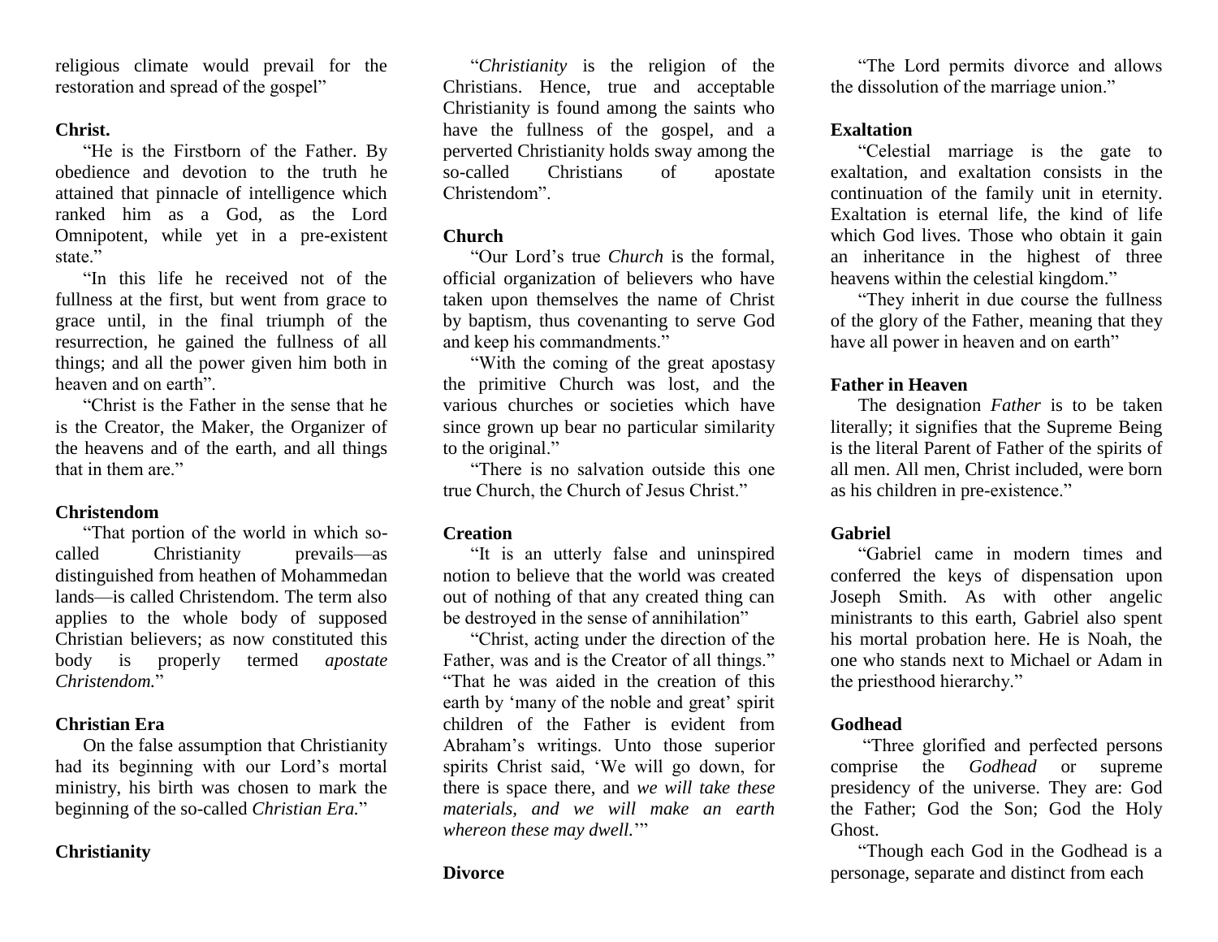religious climate would prevail for the restoration and spread of the gospel"

**Christ.**

"He is the Firstborn of the Father. By obedience and devotion to the truth he attained that pinnacle of intelligence which ranked him as a God, as the Lord Omnipotent, while yet in a pre-existent state."

"In this life he received not of the fullness at the first, but went from grace to grace until, in the final triumph of the resurrection, he gained the fullness of all things; and all the power given him both in heaven and on earth".

"Christ is the Father in the sense that he is the Creator, the Maker, the Organizer of the heavens and of the earth, and all things that in them are."

**Christendom**

"That portion of the world in which so-called Christianity prevails—as distinguished from heathen of Mohammedan lands—is called Christendom. The term also applies to the whole body of supposed Christian believers; as now constituted this body is properly termed *apostate Christendom.*"

**Christian Era**

On the false assumption that Christianity had its beginning with our Lord's mortal ministry, his birth was chosen to mark the beginning of the so-called *Christian Era.*"

**Christianity**

"*Christianity* is the religion of the Christians. Hence, true and acceptable Christianity is found among the saints who have the fullness of the gospel, and a perverted Christianity holds sway among the so-called Christians of apostate Christendom".

**Church**

"Our Lord's true *Church* is the formal, official organization of believers who have taken upon themselves the name of Christ by baptism, thus covenanting to serve God and keep his commandments."

"With the coming of the great apostasy the primitive Church was lost, and the various churches or societies which have since grown up bear no particular similarity to the original."

"There is no salvation outside this one true Church, the Church of Jesus Christ."

**Creation**

"It is an utterly false and uninspired notion to believe that the world was created out of nothing of that any created thing can be destroyed in the sense of annihilation"

"Christ, acting under the direction of the Father, was and is the Creator of all things." "That he was aided in the creation of this earth by 'many of the noble and great' spirit children of the Father is evident from Abraham's writings. Unto those superior spirits Christ said, 'We will go down, for there is space there, and *we will take these materials, and we will make an earth whereon these may dwell.*'"

**Divorce**

"The Lord permits divorce and allows the dissolution of the marriage union."

**Exaltation**

"Celestial marriage is the gate to exaltation, and exaltation consists in the continuation of the family unit in eternity. Exaltation is eternal life, the kind of life which God lives. Those who obtain it gain an inheritance in the highest of three heavens within the celestial kingdom."

"They inherit in due course the fullness of the glory of the Father, meaning that they have all power in heaven and on earth"

**Father in Heaven**

The designation *Father* is to be taken literally; it signifies that the Supreme Being is the literal Parent of Father of the spirits of all men. All men, Christ included, were born as his children in pre-existence."

**Gabriel**

"Gabriel came in modern times and conferred the keys of dispensation upon Joseph Smith. As with other angelic ministrants to this earth, Gabriel also spent his mortal probation here. He is Noah, the one who stands next to Michael or Adam in the priesthood hierarchy."

**Godhead**

"Three glorified and perfected persons comprise the *Godhead* or supreme presidency of the universe. They are: God the Father; God the Son; God the Holy Ghost.

"Though each God in the Godhead is a personage, separate and distinct from each